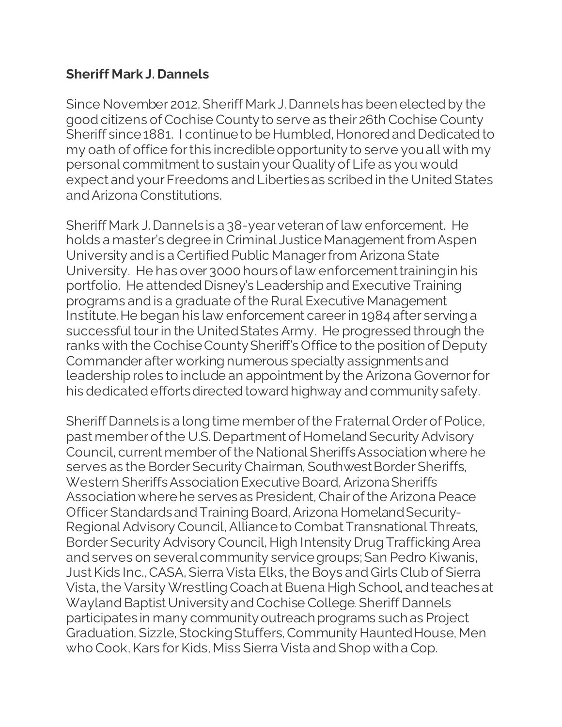**Sheriff Mark J. Dannels**

Since November 2012, Sheriff Mark J. Dannels has been elected by the good citizens of Cochise County to serve as their 26th Cochise County Sheriff since 1881. I continue to be Humbled, Honored and Dedicated to my oath of office for this incredible opportunity to serve you all with my personal commitment to sustain your Quality of Life as you would expect and your Freedoms and Liberties as scribed in the United States and Arizona Constitutions.

Sheriff Mark J. Dannels is a 38-year veteran of law enforcement. He holds a master's degree in Criminal Justice Management from Aspen University and is a Certified Public Manager from Arizona State University. He has over 3000 hours of law enforcement training in his portfolio. He attended Disney's Leadership and Executive Training programs and is a graduate of the Rural Executive Management Institute. He began his law enforcement career in 1984 after serving a successful tour in the United States Army. He progressed through the ranks with the Cochise County Sheriff's Office to the position of Deputy Commander after working numerous specialty assignments and leadership roles to include an appointment by the Arizona Governor for his dedicated efforts directed toward highway and community safety.

Sheriff Dannels is a long time member of the Fraternal Order of Police, past member of the U.S. Department of Homeland Security Advisory Council, current member of the National Sheriffs Association where he serves as the Border Security Chairman, Southwest Border Sheriffs, Western Sheriffs Association Executive Board, Arizona Sheriffs Association where he serves as President, Chair of the Arizona Peace Officer Standards and Training Board, Arizona Homeland Security-Regional Advisory Council, Alliance to Combat Transnational Threats, Border Security Advisory Council, High Intensity Drug Trafficking Area and serves on several community service groups; San Pedro Kiwanis, Just Kids Inc., CASA, Sierra Vista Elks, the Boys and Girls Club of Sierra Vista, the Varsity Wrestling Coach at Buena High School, and teaches at Wayland Baptist University and Cochise College. Sheriff Dannels participates in many community outreach programs such as Project Graduation, Sizzle, Stocking Stuffers, Community Haunted House, Men who Cook, Kars for Kids, Miss Sierra Vista and Shop with a Cop.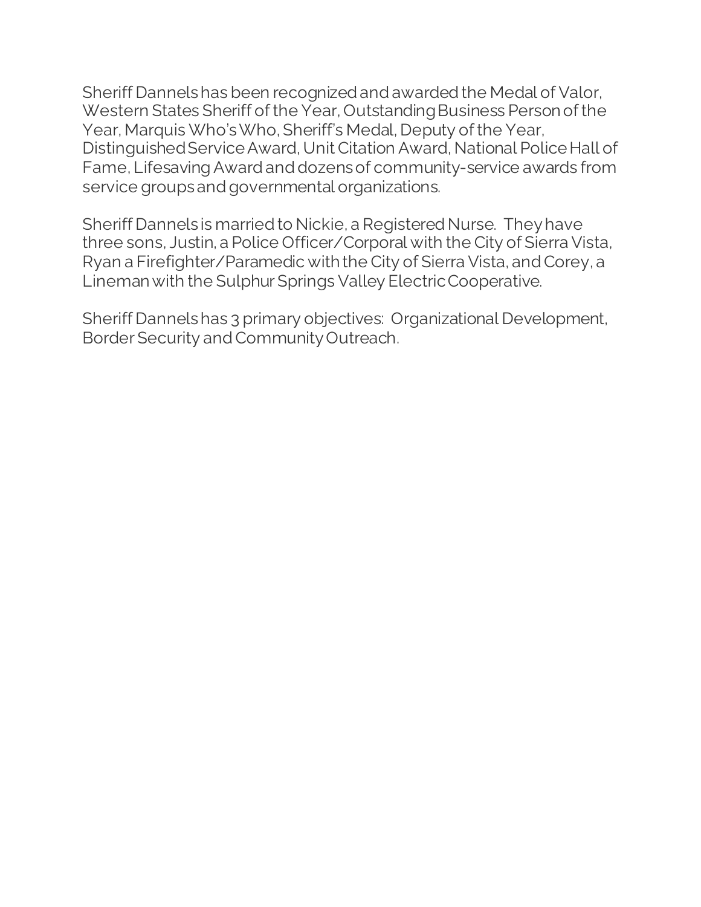Sheriff Dannels has been recognized and awarded the Medal of Valor, Western States Sheriff of the Year, Outstanding Business Person of the Year, Marquis Who's Who, Sheriff's Medal, Deputy of the Year, Distinguished Service Award, Unit Citation Award, National Police Hall of Fame, Lifesaving Award and dozens of community-service awards from service groups and governmental organizations.

Sheriff Dannels is married to Nickie, a Registered Nurse. They have three sons, Justin, a Police Officer/Corporal with the City of Sierra Vista, Ryan a Firefighter/Paramedic with the City of Sierra Vista, and Corey, a Lineman with the Sulphur Springs Valley Electric Cooperative.

Sheriff Dannels has 3 primary objectives: Organizational Development, Border Security and Community Outreach.